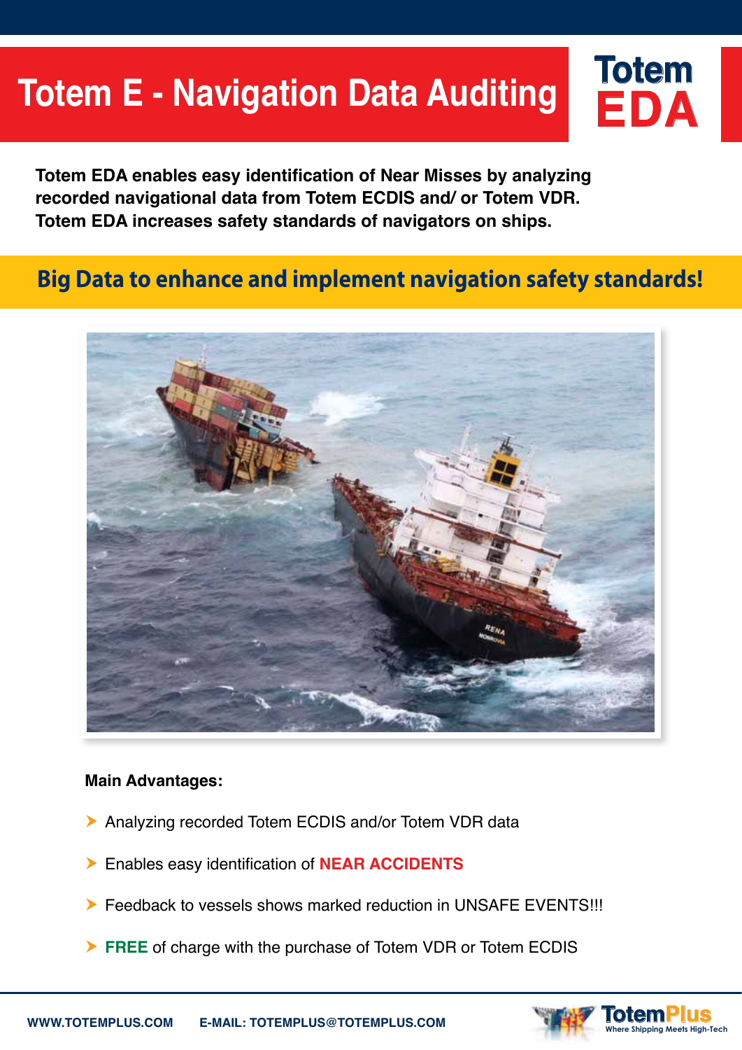# Totem E - Navigation Data Auditing

**Totem EDA**

**Totem EDA enables easy identification of Near Misses by analyzing recorded navigational data from Totem ECDIS and/ or Totem VDR. Totem EDA increases safety standards of navigators on ships.**

## Big Data to enhance and implement navigation safety standards!

**Main Advantages:**

- Analyzing recorded Totem ECDIS and/or Totem VDR data
- Enables easy identification of **NEAR ACCIDENTS**
- Feedback to vessels shows marked reduction in UNSAFE EVENTS!!!
- **FREE** of charge with the purchase of Totem VDR or Totem ECDIS

WWW.TOTEMPLUS.COM E-MAIL: TOTEMPLUS@TOTEMPLUS.COM

TotemPlus Where Shipping Meets High-Tech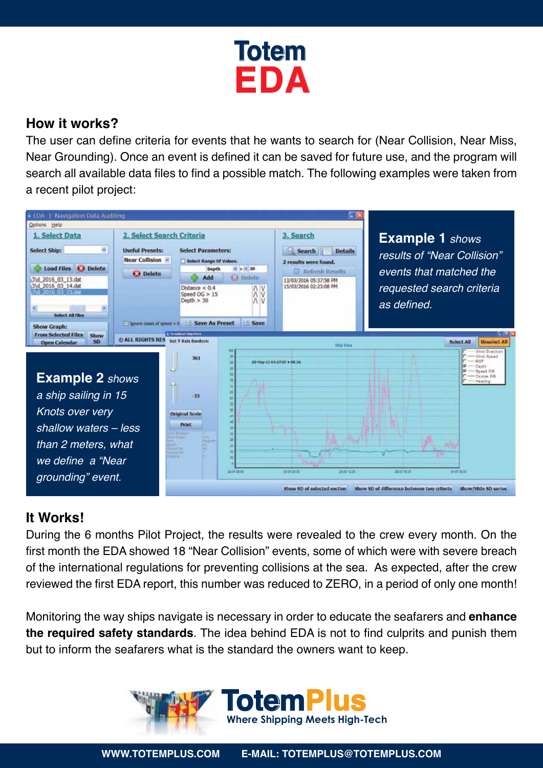# Totem EDA

## How it works?

The user can define criteria for events that he wants to search for (Near Collision, Near Miss, Near Grounding). Once an event is defined it can be saved for future use, and the program will search all available data files to find a possible match. The following examples were taken from a recent pilot project:

**Example 1** *shows results of "Near Collision" events that matched the requested search criteria as defined.*

**Example 2** *shows a ship sailing in 15 Knots over very shallow waters – less than 2 meters, what we define a "Near grounding" event.*

## It Works!

During the 6 months Pilot Project, the results were revealed to the crew every month. On the first month the EDA showed 18 "Near Collision" events, some of which were with severe breach of the international regulations for preventing collisions at the sea. As expected, after the crew reviewed the first EDA report, this number was reduced to ZERO, in a period of only one month!

Monitoring the way ships navigate is necessary in order to educate the seafarers and **enhance the required safety standards**. The idea behind EDA is not to find culprits and punish them but to inform the seafarers what is the standard the owners want to keep.

TotemPlus
Where Shipping Meets High-Tech

WWW.TOTEMPLUS.COM E-MAIL: TOTEMPLUS@TOTEMPLUS.COM